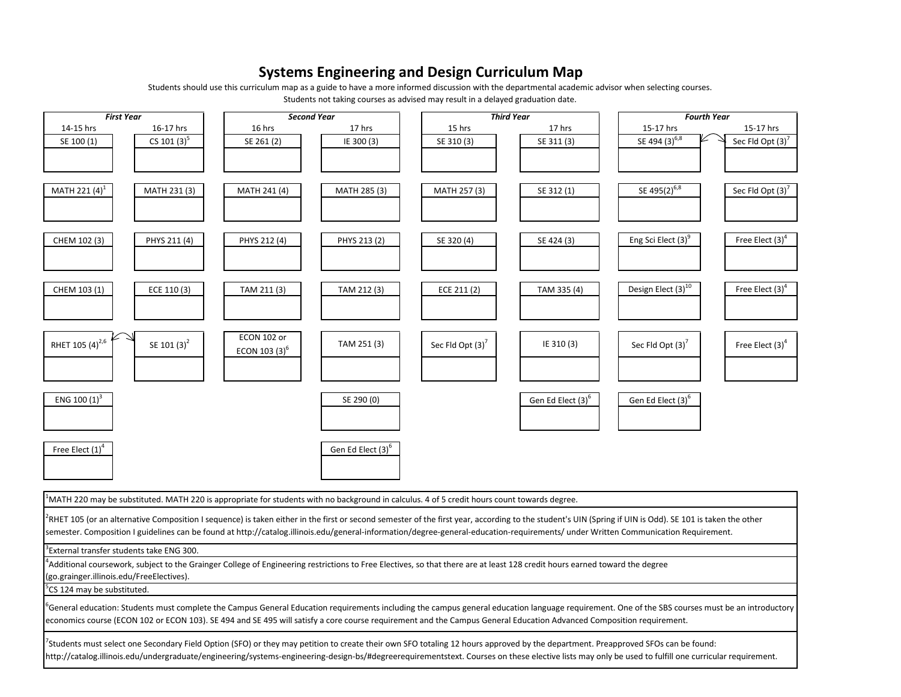# Systems Engineering and Design Curriculum Map

Students should use this curriculum map as a guide to have a more informed discussion with the departmental academic advisor when selecting courses.
Students not taking courses as advised may result in a delayed graduation date.

| *First Year* | | *Second Year* | | *Third Year* | | *Fourth Year* | |
|---|---|---|---|---|---|---|---|
| 14-15 hrs | 16-17 hrs | 16 hrs | 17 hrs | 15 hrs | 17 hrs | 15-17 hrs | 15-17 hrs |
| SE 100 (1) | CS 101 (3)[5] | SE 261 (2) | IE 300 (3) | SE 310 (3) | SE 311 (3) | SE 494 (3)[6,8] | Sec Fld Opt (3)[7] |
| MATH 221 (4)[1] | MATH 231 (3) | MATH 241 (4) | MATH 285 (3) | MATH 257 (3) | SE 312 (1) | SE 495(2)[6,8] | Sec Fld Opt (3)[7] |
| CHEM 102 (3) | PHYS 211 (4) | PHYS 212 (4) | PHYS 213 (2) | SE 320 (4) | SE 424 (3) | Eng Sci Elect (3)[9] | Free Elect (3)[4] |
| CHEM 103 (1) | ECE 110 (3) | TAM 211 (3) | TAM 212 (3) | ECE 211 (2) | TAM 335 (4) | Design Elect (3)[10] | Free Elect (3)[4] |
| RHET 105 (4)[2,6] | SE 101 (3)[2] | ECON 102 or ECON 103 (3)[6] | TAM 251 (3) | Sec Fld Opt (3)[7] | IE 310 (3) | Sec Fld Opt (3)[7] | Free Elect (3)[4] |
| ENG 100 (1)[3] | | | SE 290 (0) | | Gen Ed Elect (3)[6] | Gen Ed Elect (3)[6] | |
| Free Elect (1)[4] | | | Gen Ed Elect (3)[6] | | | | |

[1]MATH 220 may be substituted. MATH 220 is appropriate for students with no background in calculus. 4 of 5 credit hours count towards degree.

[2]RHET 105 (or an alternative Composition I sequence) is taken either in the first or second semester of the first year, according to the student's UIN (Spring if UIN is Odd). SE 101 is taken the other semester. Composition I guidelines can be found at http://catalog.illinois.edu/general-information/degree-general-education-requirements/ under Written Communication Requirement.

[3]External transfer students take ENG 300.

[4]Additional coursework, subject to the Grainger College of Engineering restrictions to Free Electives, so that there are at least 128 credit hours earned toward the degree (go.grainger.illinois.edu/FreeElectives).

[5]CS 124 may be substituted.

[6]General education: Students must complete the Campus General Education requirements including the campus general education language requirement. One of the SBS courses must be an introductory economics course (ECON 102 or ECON 103). SE 494 and SE 495 will satisfy a core course requirement and the Campus General Education Advanced Composition requirement.

[7]Students must select one Secondary Field Option (SFO) or they may petition to create their own SFO totaling 12 hours approved by the department. Preapproved SFOs can be found: http://catalog.illinois.edu/undergraduate/engineering/systems-engineering-design-bs/#degreerequirementstext. Courses on these elective lists may only be used to fulfill one curricular requirement.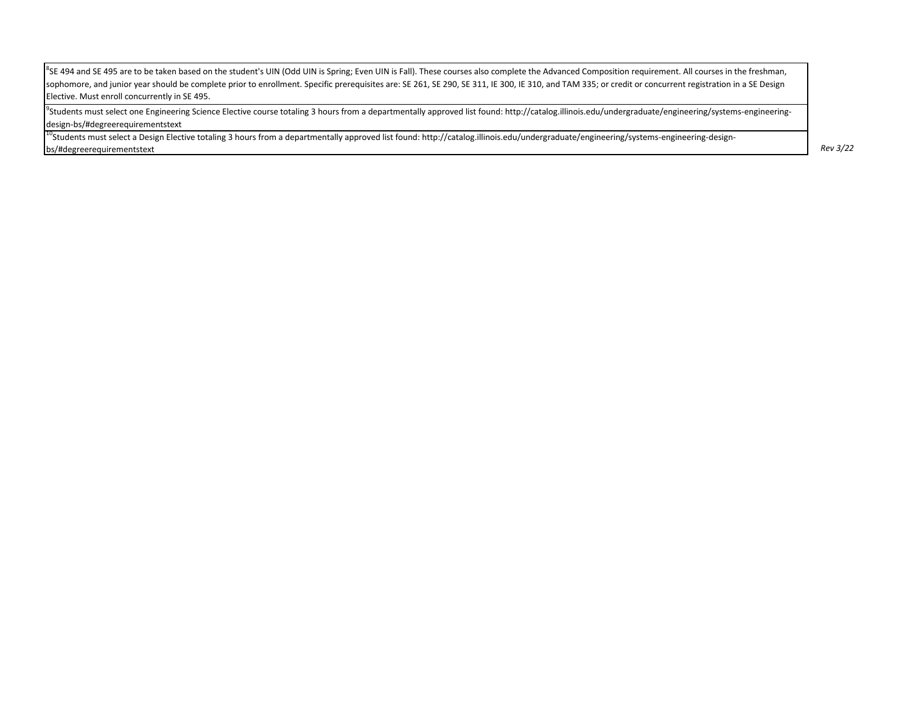[8]SE 494 and SE 495 are to be taken based on the student's UIN (Odd UIN is Spring; Even UIN is Fall). These courses also complete the Advanced Composition requirement. All courses in the freshman, sophomore, and junior year should be complete prior to enrollment. Specific prerequisites are: SE 261, SE 290, SE 311, IE 300, IE 310, and TAM 335; or credit or concurrent registration in a SE Design Elective. Must enroll concurrently in SE 495.

[9]Students must select one Engineering Science Elective course totaling 3 hours from a departmentally approved list found: http://catalog.illinois.edu/undergraduate/engineering/systems-engineering-design-bs/#degreerequirementstext

[10]Students must select a Design Elective totaling 3 hours from a departmentally approved list found: http://catalog.illinois.edu/undergraduate/engineering/systems-engineering-design-bs/#degreerequirementstext

*Rev 3/22*